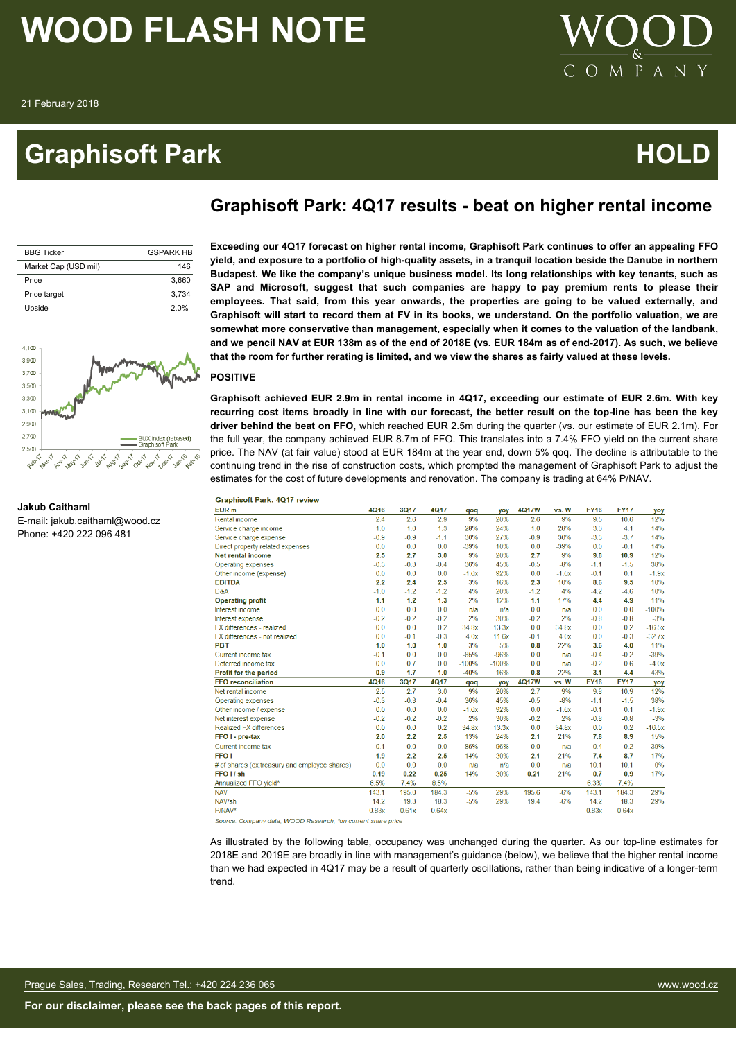# WOOD FLASH NOTE

21 February 2018

# Graphisoft Park — HOLD

## Graphisoft Park: 4Q17 results - beat on higher rental income

| BBG Ticker | GSPARK HB |
|---|---|
| Market Cap (USD mil) | 146 |
| Price | 3,660 |
| Price target | 3,734 |
| Upside | 2.0% |

**Jakub Caithaml**
E-mail: jakub.caithaml@wood.cz
Phone: +420 222 096 481

**Exceeding our 4Q17 forecast on higher rental income, Graphisoft Park continues to offer an appealing FFO yield, and exposure to a portfolio of high-quality assets, in a tranquil location beside the Danube in northern Budapest. We like the company's unique business model. Its long relationships with key tenants, such as SAP and Microsoft, suggest that such companies are happy to pay premium rents to please their employees. That said, from this year onwards, the properties are going to be valued externally, and Graphisoft will start to record them at FV in its books, we understand. On the portfolio valuation, we are somewhat more conservative than management, especially when it comes to the valuation of the landbank, and we pencil NAV at EUR 138m as of the end of 2018E (vs. EUR 184m as of end-2017). As such, we believe that the room for further rerating is limited, and we view the shares as fairly valued at these levels.**

**POSITIVE**

**Graphisoft achieved EUR 2.9m in rental income in 4Q17, exceeding our estimate of EUR 2.6m. With key recurring cost items broadly in line with our forecast, the better result on the top-line has been the key driver behind the beat on FFO**, which reached EUR 2.5m during the quarter (vs. our estimate of EUR 2.1m). For the full year, the company achieved EUR 8.7m of FFO. This translates into a 7.4% FFO yield on the current share price. The NAV (at fair value) stood at EUR 184m at the year end, down 5% qoq. The decline is attributable to the continuing trend in the rise of construction costs, which prompted the management of Graphisoft Park to adjust the estimates for the cost of future developments and renovation. The company is trading at 64% P/NAV.

**Graphisoft Park: 4Q17 review**

| EUR m | 4Q16 | 3Q17 | 4Q17 | qoq | yoy | 4Q17W | vs. W | FY16 | FY17 | yoy |
|---|---|---|---|---|---|---|---|---|---|---|
| Rental income | 2.4 | 2.6 | 2.9 | 9% | 20% | 2.6 | 9% | 9.5 | 10.6 | 12% |
| Service charge income | 1.0 | 1.0 | 1.3 | 28% | 24% | 1.0 | 28% | 3.6 | 4.1 | 14% |
| Service charge expense | -0.9 | -0.9 | -1.1 | 30% | 27% | -0.9 | 30% | -3.3 | -3.7 | 14% |
| Direct property related expenses | 0.0 | 0.0 | 0.0 | -39% | 10% | 0.0 | -39% | 0.0 | -0.1 | 14% |
| **Net rental income** | **2.5** | **2.7** | **3.0** | 9% | 20% | **2.7** | 9% | **9.8** | **10.9** | 12% |
| Operating expenses | -0.3 | -0.3 | -0.4 | 36% | 45% | -0.5 | -8% | -1.1 | -1.5 | 38% |
| Other income (expense) | 0.0 | 0.0 | 0.0 | -1.6x | 92% | 0.0 | -1.6x | -0.1 | 0.1 | -1.9x |
| **EBITDA** | **2.2** | **2.4** | **2.5** | 3% | 16% | **2.3** | 10% | **8.6** | **9.5** | 10% |
| D&A | -1.0 | -1.2 | -1.2 | 4% | 20% | -1.2 | 4% | -4.2 | -4.6 | 10% |
| **Operating profit** | **1.1** | **1.2** | **1.3** | 2% | 12% | **1.1** | 17% | **4.4** | **4.9** | 11% |
| Interest income | 0.0 | 0.0 | 0.0 | n/a | n/a | 0.0 | n/a | 0.0 | 0.0 | -100% |
| Interest expense | -0.2 | -0.2 | -0.2 | 2% | 30% | -0.2 | 2% | -0.8 | -0.8 | -3% |
| FX differences - realized | 0.0 | 0.0 | 0.2 | 34.8x | 13.3x | 0.0 | 34.8x | 0.0 | 0.2 | -16.5x |
| FX differences - not realized | 0.0 | -0.1 | -0.3 | 4.0x | 11.6x | -0.1 | 4.0x | 0.0 | -0.3 | -32.7x |
| **PBT** | **1.0** | **1.0** | **1.0** | 3% | 5% | **0.8** | 22% | **3.6** | **4.0** | 11% |
| Current income tax | -0.1 | 0.0 | 0.0 | -85% | -96% | 0.0 | n/a | -0.4 | -0.2 | -39% |
| Deferred income tax | 0.0 | 0.7 | 0.0 | -100% | -100% | 0.0 | n/a | -0.2 | 0.6 | -4.0x |
| **Profit for the period** | **0.9** | **1.7** | **1.0** | -40% | 16% | **0.8** | 22% | **3.1** | **4.4** | 43% |
| **FFO reconciliation** | **4Q16** | **3Q17** | **4Q17** | **qoq** | **yoy** | **4Q17W** | **vs. W** | **FY16** | **FY17** | **yoy** |
| Net rental income | 2.5 | 2.7 | 3.0 | 9% | 20% | 2.7 | 9% | 9.8 | 10.9 | 12% |
| Operating expenses | -0.3 | -0.3 | -0.4 | 36% | 45% | -0.5 | -8% | -1.1 | -1.5 | 38% |
| Other income / expense | 0.0 | 0.0 | 0.0 | -1.6x | 92% | 0.0 | -1.6x | -0.1 | 0.1 | -1.9x |
| Net interest expense | -0.2 | -0.2 | -0.2 | 2% | 30% | -0.2 | 2% | -0.8 | -0.8 | -3% |
| Realized FX differences | 0.0 | 0.0 | 0.2 | 34.8x | 13.3x | 0.0 | 34.8x | 0.0 | 0.2 | -16.5x |
| **FFO I - pre-tax** | **2.0** | **2.2** | **2.5** | 13% | 24% | **2.1** | 21% | **7.8** | **8.9** | 15% |
| Current income tax | -0.1 | 0.0 | 0.0 | -85% | -96% | 0.0 | n/a | -0.4 | -0.2 | -39% |
| **FFO I** | **1.9** | **2.2** | **2.5** | 14% | 30% | **2.1** | 21% | **7.4** | **8.7** | 17% |
| # of shares (ex treasury and employee shares) | 0.0 | 0.0 | 0.0 | n/a | n/a | 0.0 | n/a | 10.1 | 10.1 | 0% |
| **FFO I / sh** | **0.19** | **0.22** | **0.25** | 14% | 30% | **0.21** | 21% | **0.7** | **0.9** | 17% |
| Annualized FFO yield* | 6.5% | 7.4% | 8.5% | | | | | 6.3% | 7.4% | |
| NAV | 143.1 | 195.0 | 184.3 | -5% | 29% | 195.6 | -6% | 143.1 | 184.3 | 29% |
| NAV/sh | 14.2 | 19.3 | 18.3 | -5% | 29% | 19.4 | -6% | 14.2 | 18.3 | 29% |
| P/NAV* | 0.83x | 0.61x | 0.64x | | | | | 0.83x | 0.64x | |

Source: Company data, WOOD Research; *on current share price

As illustrated by the following table, occupancy was unchanged during the quarter. As our top-line estimates for 2018E and 2019E are broadly in line with management's guidance (below), we believe that the higher rental income than we had expected in 4Q17 may be a result of quarterly oscillations, rather than being indicative of a longer-term trend.

Prague Sales, Trading, Research Tel.: +420 224 236 065 — www.wood.cz

**For our disclaimer, please see the back pages of this report.**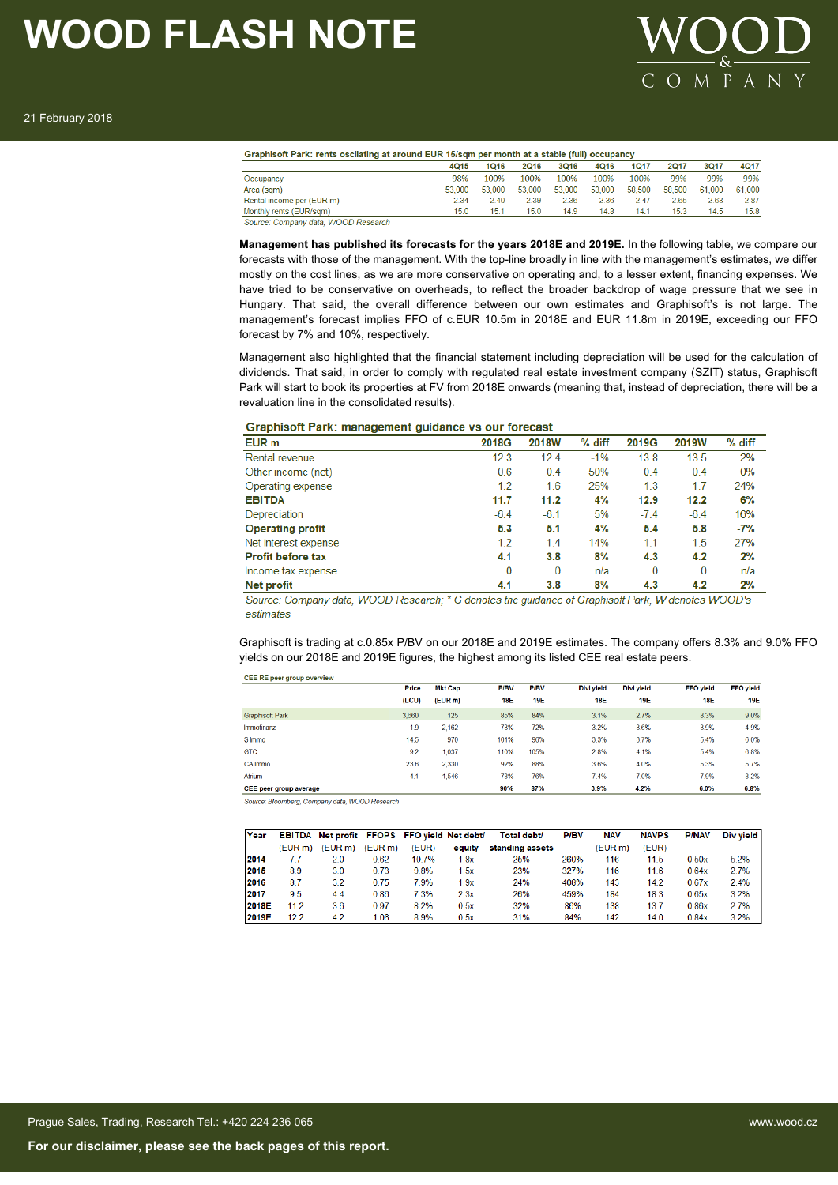**Graphisoft Park: rents oscillating at around EUR 15/sqm per month at a stable (full) occupancy**

| | 4Q15 | 1Q16 | 2Q16 | 3Q16 | 4Q16 | 1Q17 | 2Q17 | 3Q17 | 4Q17 |
|---|---|---|---|---|---|---|---|---|---|
| Occupancy | 98% | 100% | 100% | 100% | 100% | 100% | 99% | 99% | 99% |
| Area (sqm) | 53,000 | 53,000 | 53,000 | 53,000 | 53,000 | 58,500 | 58,500 | 61,000 | 61,000 |
| Rental income per (EUR m) | 2.34 | 2.40 | 2.39 | 2.36 | 2.36 | 2.47 | 2.65 | 2.63 | 2.87 |
| Monthly rents (EUR/sqm) | 15.0 | 15.1 | 15.0 | 14.9 | 14.8 | 14.1 | 15.3 | 14.5 | 15.8 |

*Source: Company data, WOOD Research*

**Management has published its forecasts for the years 2018E and 2019E.** In the following table, we compare our forecasts with those of the management. With the top-line broadly in line with the management's estimates, we differ mostly on the cost lines, as we are more conservative on operating and, to a lesser extent, financing expenses. We have tried to be conservative on overheads, to reflect the broader backdrop of wage pressure that we see in Hungary. That said, the overall difference between our own estimates and Graphisoft's is not large. The management's forecast implies FFO of c.EUR 10.5m in 2018E and EUR 11.8m in 2019E, exceeding our FFO forecast by 7% and 10%, respectively.

Management also highlighted that the financial statement including depreciation will be used for the calculation of dividends. That said, in order to comply with regulated real estate investment company (SZIT) status, Graphisoft Park will start to book its properties at FV from 2018E onwards (meaning that, instead of depreciation, there will be a revaluation line in the consolidated results).

**Graphisoft Park: management guidance vs our forecast**

| EUR m | 2018G | 2018W | % diff | 2019G | 2019W | % diff |
|---|---|---|---|---|---|---|
| Rental revenue | 12.3 | 12.4 | -1% | 13.8 | 13.5 | 2% |
| Other income (net) | 0.6 | 0.4 | 50% | 0.4 | 0.4 | 0% |
| Operating expense | -1.2 | -1.6 | -25% | -1.3 | -1.7 | -24% |
| **EBITDA** | **11.7** | **11.2** | **4%** | **12.9** | **12.2** | **6%** |
| Depreciation | -6.4 | -6.1 | 5% | -7.4 | -6.4 | 16% |
| **Operating profit** | **5.3** | **5.1** | **4%** | **5.4** | **5.8** | **-7%** |
| Net interest expense | -1.2 | -1.4 | -14% | -1.1 | -1.5 | -27% |
| **Profit before tax** | **4.1** | **3.8** | **8%** | **4.3** | **4.2** | **2%** |
| Income tax expense | 0 | 0 | n/a | 0 | 0 | n/a |
| **Net profit** | **4.1** | **3.8** | **8%** | **4.3** | **4.2** | **2%** |

*Source: Company data, WOOD Research; \* G denotes the guidance of Graphisoft Park, W denotes WOOD's estimates*

Graphisoft is trading at c.0.85x P/BV on our 2018E and 2019E estimates. The company offers 8.3% and 9.0% FFO yields on our 2018E and 2019E figures, the highest among its listed CEE real estate peers.

**CEE RE peer group overview**

| | Price (LCU) | Mkt Cap (EUR m) | P/BV 18E | P/BV 19E | Divi yield 18E | Divi yield 19E | FFO yield 18E | FFO yield 19E |
|---|---|---|---|---|---|---|---|---|
| Graphisoft Park | 3,660 | 125 | 85% | 84% | 3.1% | 2.7% | 8.3% | 9.0% |
| Immofinanz | 1.9 | 2,162 | 73% | 72% | 3.2% | 3.6% | 3.9% | 4.9% |
| S Immo | 14.5 | 970 | 101% | 96% | 3.3% | 3.7% | 5.4% | 6.0% |
| GTC | 9.2 | 1,037 | 110% | 105% | 2.8% | 4.1% | 5.4% | 6.8% |
| CA Immo | 23.6 | 2,330 | 92% | 88% | 3.6% | 4.0% | 5.3% | 5.7% |
| Atrium | 4.1 | 1,546 | 78% | 76% | 7.4% | 7.0% | 7.9% | 8.2% |
| **CEE peer group average** | | | **90%** | **87%** | **3.9%** | **4.2%** | **6.0%** | **6.8%** |

*Source: Bloomberg, Company data, WOOD Research*

| Year | EBITDA (EUR m) | Net profit (EUR m) | FFOPS (EUR m) | FFO yield (EUR) | Net debt/ equity | Total debt/ standing assets | P/BV | NAV (EUR m) | NAVPS (EUR) | P/NAV | Div yield |
|---|---|---|---|---|---|---|---|---|---|---|---|
| **2014** | 7.7 | 2.0 | 0.62 | 10.7% | 1.8x | 25% | 260% | 116 | 11.5 | 0.50x | 5.2% |
| **2015** | 8.9 | 3.0 | 0.73 | 9.8% | 1.5x | 23% | 327% | 116 | 11.6 | 0.64x | 2.7% |
| **2016** | 8.7 | 3.2 | 0.75 | 7.9% | 1.9x | 24% | 408% | 143 | 14.2 | 0.67x | 2.4% |
| **2017** | 9.5 | 4.4 | 0.86 | 7.3% | 2.3x | 26% | 459% | 184 | 18.3 | 0.65x | 3.2% |
| **2018E** | 11.2 | 3.6 | 0.97 | 8.2% | 0.5x | 32% | 86% | 138 | 13.7 | 0.86x | 2.7% |
| **2019E** | 12.2 | 4.2 | 1.06 | 8.9% | 0.5x | 31% | 84% | 142 | 14.0 | 0.84x | 3.2% |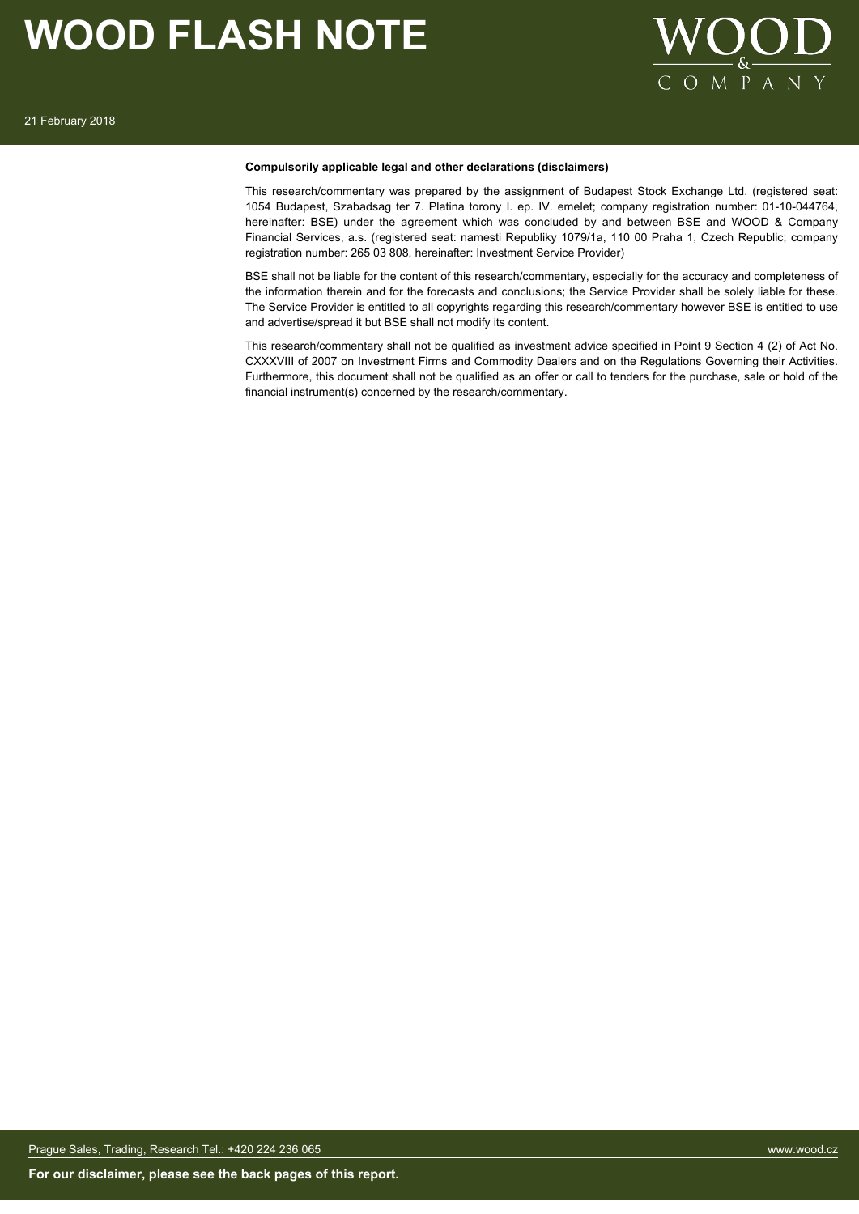**Compulsorily applicable legal and other declarations (disclaimers)**

This research/commentary was prepared by the assignment of Budapest Stock Exchange Ltd. (registered seat: 1054 Budapest, Szabadsag ter 7. Platina torony I. ep. IV. emelet; company registration number: 01-10-044764, hereinafter: BSE) under the agreement which was concluded by and between BSE and WOOD & Company Financial Services, a.s. (registered seat: namesti Republiky 1079/1a, 110 00 Praha 1, Czech Republic; company registration number: 265 03 808, hereinafter: Investment Service Provider)

BSE shall not be liable for the content of this research/commentary, especially for the accuracy and completeness of the information therein and for the forecasts and conclusions; the Service Provider shall be solely liable for these. The Service Provider is entitled to all copyrights regarding this research/commentary however BSE is entitled to use and advertise/spread it but BSE shall not modify its content.

This research/commentary shall not be qualified as investment advice specified in Point 9 Section 4 (2) of Act No. CXXXVIII of 2007 on Investment Firms and Commodity Dealers and on the Regulations Governing their Activities. Furthermore, this document shall not be qualified as an offer or call to tenders for the purchase, sale or hold of the financial instrument(s) concerned by the research/commentary.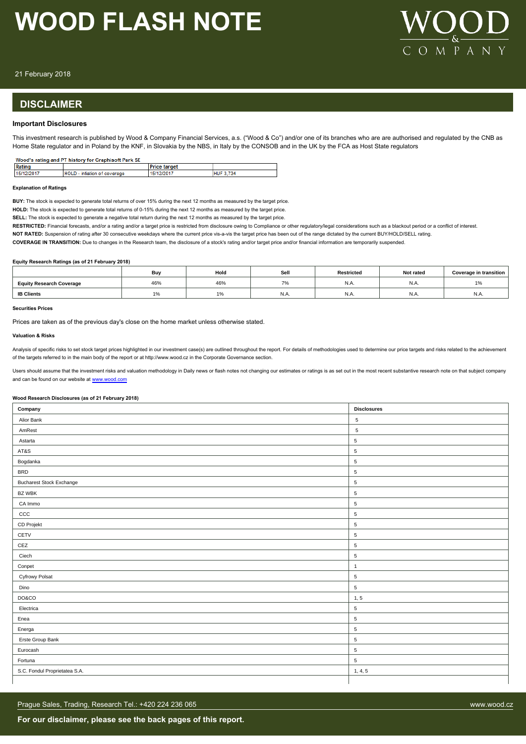## DISCLAIMER

### Important Disclosures

This investment research is published by Wood & Company Financial Services, a.s. ("Wood & Co") and/or one of its branches who are are authorised and regulated by the CNB as Home State regulator and in Poland by the KNF, in Slovakia by the NBS, in Italy by the CONSOB and in the UK by the FCA as Host State regulators

**Wood's rating and PT history for Graphisoft Park SE**

| Rating | | Price target | |
|---|---|---|---|
| 15/12/2017 | HOLD - intiation of coverage | 15/12/2017 | HUF 3,734 |

**Explanation of Ratings**

**BUY:** The stock is expected to generate total returns of over 15% during the next 12 months as measured by the target price.

**HOLD:** The stock is expected to generate total returns of 0-15% during the next 12 months as measured by the target price.

**SELL:** The stock is expected to generate a negative total return during the next 12 months as measured by the target price.

**RESTRICTED:** Financial forecasts, and/or a rating and/or a target price is restricted from disclosure owing to Compliance or other regulatory/legal considerations such as a blackout period or a conflict of interest.

**NOT RATED:** Suspension of rating after 30 consecutive weekdays where the current price vis-a-vis the target price has been out of the range dictated by the current BUY/HOLD/SELL rating.

**COVERAGE IN TRANSITION:** Due to changes in the Research team, the disclosure of a stock's rating and/or target price and/or financial information are temporarily suspended.

**Equity Research Ratings (as of 21 February 2018)**

| | Buy | Hold | Sell | Restricted | Not rated | Coverage in transition |
|---|---|---|---|---|---|---|
| **Equity Research Coverage** | 46% | 46% | 7% | N.A. | N.A. | 1% |
| **IB Clients** | 1% | 1% | N.A. | N.A. | N.A. | N.A. |

**Securities Prices**

Prices are taken as of the previous day's close on the home market unless otherwise stated.

**Valuation & Risks**

Analysis of specific risks to set stock target prices highlighted in our investment case(s) are outlined throughout the report. For details of methodologies used to determine our price targets and risks related to the achievement of the targets referred to in the main body of the report or at http://www.wood.cz in the Corporate Governance section.

Users should assume that the investment risks and valuation methodology in Daily news or flash notes not changing our estimates or ratings is as set out in the most recent substantive research note on that subject company and can be found on our website at www.wood.com

**Wood Research Disclosures (as of 21 February 2018)**

| Company | Disclosures |
|---|---|
| Alior Bank | 5 |
| AmRest | 5 |
| Astarta | 5 |
| AT&S | 5 |
| Bogdanka | 5 |
| BRD | 5 |
| Bucharest Stock Exchange | 5 |
| BZ WBK | 5 |
| CA Immo | 5 |
| CCC | 5 |
| CD Projekt | 5 |
| CETV | 5 |
| CEZ | 5 |
| Ciech | 5 |
| Conpet | 1 |
| Cyfrowy Polsat | 5 |
| Dino | 5 |
| DO&CO | 1, 5 |
| Electrica | 5 |
| Enea | 5 |
| Energa | 5 |
| Erste Group Bank | 5 |
| Eurocash | 5 |
| Fortuna | 5 |
| S.C. Fondul Proprietatea S.A. | 1, 4, 5 |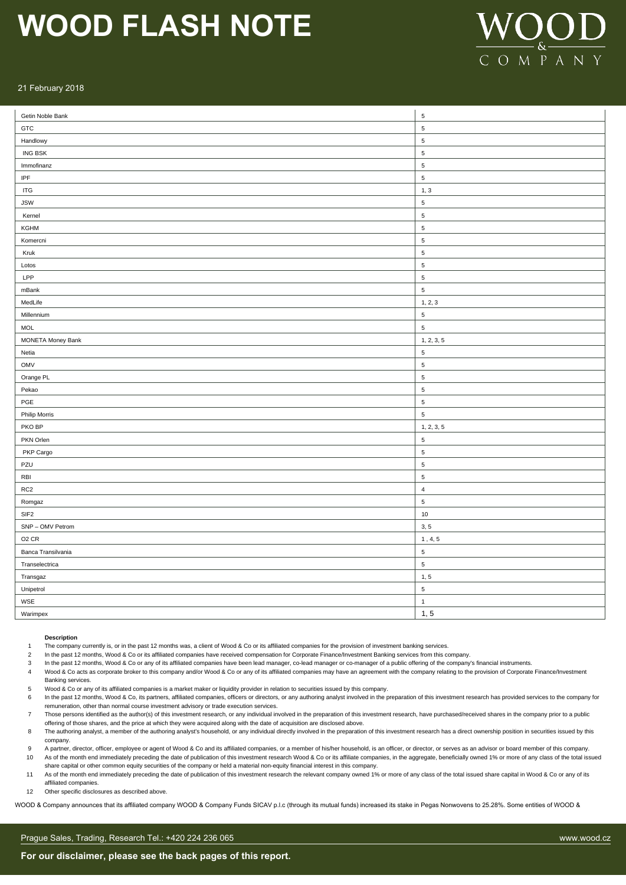| | |
|---|---|
| Getin Noble Bank | 5 |
| GTC | 5 |
| Handlowy | 5 |
| ING BSK | 5 |
| Immofinanz | 5 |
| IPF | 5 |
| ITG | 1, 3 |
| JSW | 5 |
| Kernel | 5 |
| KGHM | 5 |
| Komercni | 5 |
| Kruk | 5 |
| Lotos | 5 |
| LPP | 5 |
| mBank | 5 |
| MedLife | 1, 2, 3 |
| Millennium | 5 |
| MOL | 5 |
| MONETA Money Bank | 1, 2, 3, 5 |
| Netia | 5 |
| OMV | 5 |
| Orange PL | 5 |
| Pekao | 5 |
| PGE | 5 |
| Philip Morris | 5 |
| PKO BP | 1, 2, 3, 5 |
| PKN Orlen | 5 |
| PKP Cargo | 5 |
| PZU | 5 |
| RBI | 5 |
| RC2 | 4 |
| Romgaz | 5 |
| SIF2 | 10 |
| SNP – OMV Petrom | 3, 5 |
| O2 CR | 1 , 4, 5 |
| Banca Transilvania | 5 |
| Transelectrica | 5 |
| Transgaz | 1, 5 |
| Unipetrol | 5 |
| WSE | 1 |
| Warimpex | 1, 5 |

**Description**

1. The company currently is, or in the past 12 months was, a client of Wood & Co or its affiliated companies for the provision of investment banking services.
2. In the past 12 months, Wood & Co or its affiliated companies have received compensation for Corporate Finance/Investment Banking services from this company.
3. In the past 12 months, Wood & Co or any of its affiliated companies have been lead manager, co-lead manager or co-manager of a public offering of the company's financial instruments.
4. Wood & Co acts as corporate broker to this company and/or Wood & Co or any of its affiliated companies may have an agreement with the company relating to the provision of Corporate Finance/Investment Banking services.
5. Wood & Co or any of its affiliated companies is a market maker or liquidity provider in relation to securities issued by this company.
6. In the past 12 months, Wood & Co, its partners, affiliated companies, officers or directors, or any authoring analyst involved in the preparation of this investment research has provided services to the company for remuneration, other than normal course investment advisory or trade execution services.
7. Those persons identified as the author(s) of this investment research, or any individual involved in the preparation of this investment research, have purchased/received shares in the company prior to a public offering of those shares, and the price at which they were acquired along with the date of acquisition are disclosed above.
8. The authoring analyst, a member of the authoring analyst's household, or any individual directly involved in the preparation of this investment research has a direct ownership position in securities issued by this company.
9. A partner, director, officer, employee or agent of Wood & Co and its affiliated companies, or a member of his/her household, is an officer, or director, or serves as an advisor or board member of this company.
10. As of the month end immediately preceding the date of publication of this investment research Wood & Co or its affiliate companies, in the aggregate, beneficially owned 1% or more of any class of the total issued share capital or other common equity securities of the company or held a material non-equity financial interest in this company.
11. As of the month end immediately preceding the date of publication of this investment research the relevant company owned 1% or more of any class of the total issued share capital in Wood & Co or any of its affiliated companies.
12. Other specific disclosures as described above.

WOOD & Company announces that its affiliated company WOOD & Company Funds SICAV p.l.c (through its mutual funds) increased its stake in Pegas Nonwovens to 25.28%. Some entities of WOOD &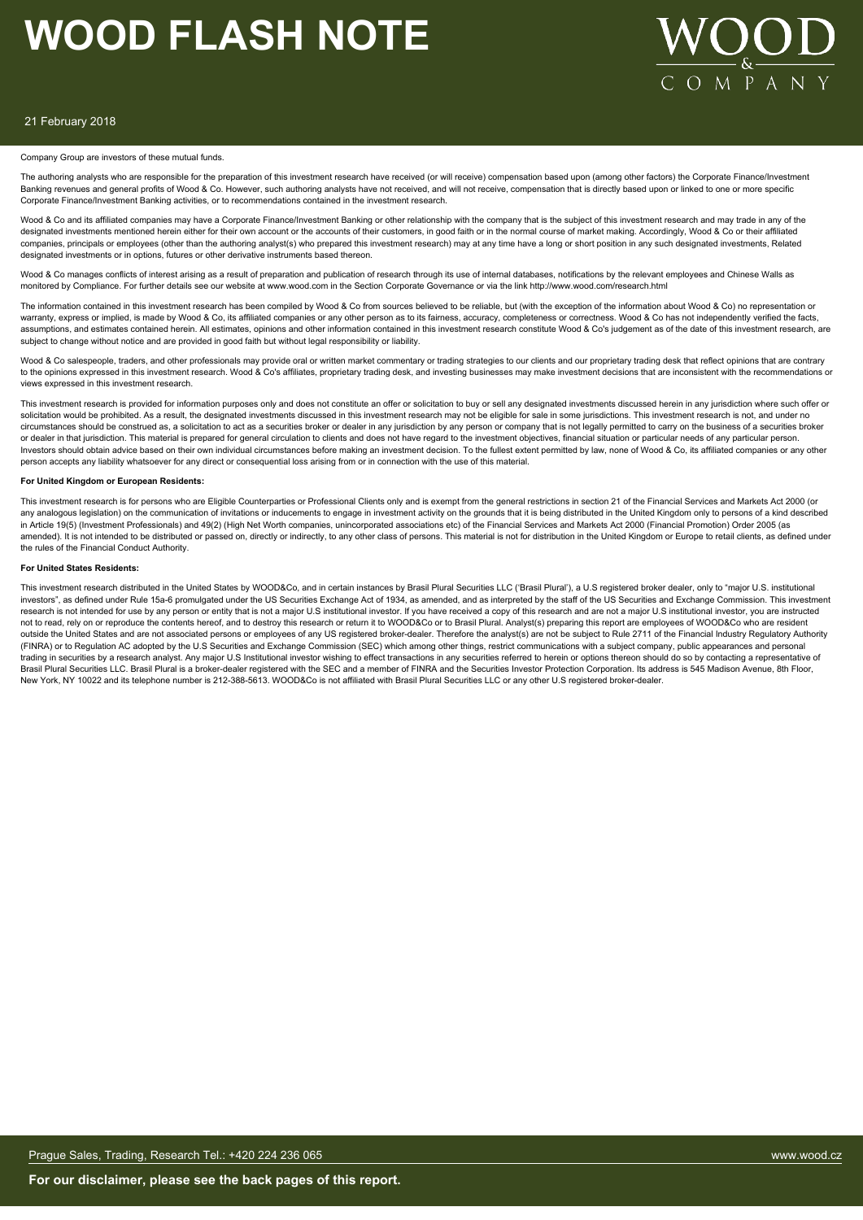Company Group are investors of these mutual funds.

The authoring analysts who are responsible for the preparation of this investment research have received (or will receive) compensation based upon (among other factors) the Corporate Finance/Investment Banking revenues and general profits of Wood & Co. However, such authoring analysts have not received, and will not receive, compensation that is directly based upon or linked to one or more specific Corporate Finance/Investment Banking activities, or to recommendations contained in the investment research.

Wood & Co and its affiliated companies may have a Corporate Finance/Investment Banking or other relationship with the company that is the subject of this investment research and may trade in any of the designated investments mentioned herein either for their own account or the accounts of their customers, in good faith or in the normal course of market making. Accordingly, Wood & Co or their affiliated companies, principals or employees (other than the authoring analyst(s) who prepared this investment research) may at any time have a long or short position in any such designated investments, Related designated investments or in options, futures or other derivative instruments based thereon.

Wood & Co manages conflicts of interest arising as a result of preparation and publication of research through its use of internal databases, notifications by the relevant employees and Chinese Walls as monitored by Compliance. For further details see our website at www.wood.com in the Section Corporate Governance or via the link http://www.wood.com/research.html

The information contained in this investment research has been compiled by Wood & Co from sources believed to be reliable, but (with the exception of the information about Wood & Co) no representation or warranty, express or implied, is made by Wood & Co, its affiliated companies or any other person as to its fairness, accuracy, completeness or correctness. Wood & Co has not independently verified the facts, assumptions, and estimates contained herein. All estimates, opinions and other information contained in this investment research constitute Wood & Co's judgement as of the date of this investment research, are subject to change without notice and are provided in good faith but without legal responsibility or liability.

Wood & Co salespeople, traders, and other professionals may provide oral or written market commentary or trading strategies to our clients and our proprietary trading desk that reflect opinions that are contrary to the opinions expressed in this investment research. Wood & Co's affiliates, proprietary trading desk, and investing businesses may make investment decisions that are inconsistent with the recommendations or views expressed in this investment research.

This investment research is provided for information purposes only and does not constitute an offer or solicitation to buy or sell any designated investments discussed herein in any jurisdiction where such offer or solicitation would be prohibited. As a result, the designated investments discussed in this investment research may not be eligible for sale in some jurisdictions. This investment research is not, and under no circumstances should be construed as, a solicitation to act as a securities broker or dealer in any jurisdiction by any person or company that is not legally permitted to carry on the business of a securities broker or dealer in that jurisdiction. This material is prepared for general circulation to clients and does not have regard to the investment objectives, financial situation or particular needs of any particular person. Investors should obtain advice based on their own individual circumstances before making an investment decision. To the fullest extent permitted by law, none of Wood & Co, its affiliated companies or any other person accepts any liability whatsoever for any direct or consequential loss arising from or in connection with the use of this material.

**For United Kingdom or European Residents:**

This investment research is for persons who are Eligible Counterparties or Professional Clients only and is exempt from the general restrictions in section 21 of the Financial Services and Markets Act 2000 (or any analogous legislation) on the communication of invitations or inducements to engage in investment activity on the grounds that it is being distributed in the United Kingdom only to persons of a kind described in Article 19(5) (Investment Professionals) and 49(2) (High Net Worth companies, unincorporated associations etc) of the Financial Services and Markets Act 2000 (Financial Promotion) Order 2005 (as amended). It is not intended to be distributed or passed on, directly or indirectly, to any other class of persons. This material is not for distribution in the United Kingdom or Europe to retail clients, as defined under the rules of the Financial Conduct Authority.

**For United States Residents:**

This investment research distributed in the United States by WOOD&Co, and in certain instances by Brasil Plural Securities LLC ('Brasil Plural'), a U.S registered broker dealer, only to "major U.S. institutional investors", as defined under Rule 15a-6 promulgated under the US Securities Exchange Act of 1934, as amended, and as interpreted by the staff of the US Securities and Exchange Commission. This investment research is not intended for use by any person or entity that is not a major U.S institutional investor. If you have received a copy of this research and are not a major U.S institutional investor, you are instructed not to read, rely on or reproduce the contents hereof, and to destroy this research or return it to WOOD&Co or to Brasil Plural. Analyst(s) preparing this report are employees of WOOD&Co who are resident outside the United States and are not associated persons or employees of any US registered broker-dealer. Therefore the analyst(s) are not be subject to Rule 2711 of the Financial Industry Regulatory Authority (FINRA) or to Regulation AC adopted by the U.S Securities and Exchange Commission (SEC) which among other things, restrict communications with a subject company, public appearances and personal trading in securities by a research analyst. Any major U.S Institutional investor wishing to effect transactions in any securities referred to herein or options thereon should do so by contacting a representative of Brasil Plural Securities LLC. Brasil Plural is a broker-dealer registered with the SEC and a member of FINRA and the Securities Investor Protection Corporation. Its address is 545 Madison Avenue, 8th Floor, New York, NY 10022 and its telephone number is 212-388-5613. WOOD&Co is not affiliated with Brasil Plural Securities LLC or any other U.S registered broker-dealer.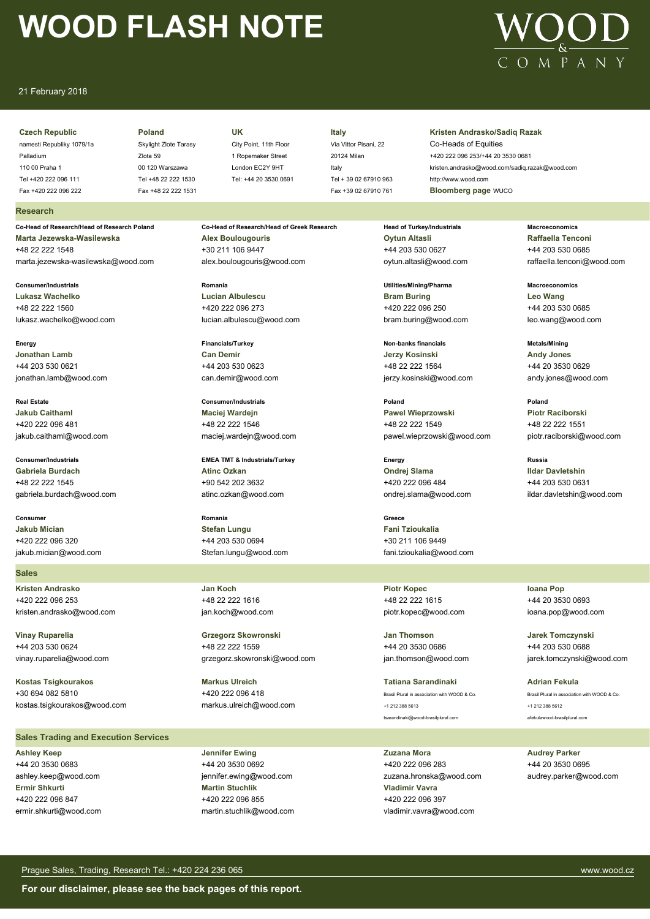# WOOD FLASH NOTE

21 February 2018

**Czech Republic**
namesti Republiky 1079/1a
Palladium
110 00 Praha 1
Tel +420 222 096 111
Fax +420 222 096 222

**Poland**
Skylight Zlote Tarasy
Zlota 59
00 120 Warszawa
Tel +48 22 222 1530
Fax +48 22 222 1531

**UK**
City Point, 11th Floor
1 Ropemaker Street
London EC2Y 9HT
Tel: +44 20 3530 0691

**Italy**
Via Vittor Pisani, 22
20124 Milan
Italy
Tel + 39 02 67910 963
Fax +39 02 67910 761

**Kristen Andrasko/Sadiq Razak**
Co-Heads of Equities
+420 222 096 253/+44 20 3530 0681
kristen.andrasko@wood.com/sadiq.razak@wood.com
http://www.wood.com
**Bloomberg page** WUCO

## Research

**Co-Head of Research/Head of Research Poland**
**Marta Jezewska-Wasilewska**
+48 22 222 1548
marta.jezewska-wasilewska@wood.com

**Co-Head of Research/Head of Greek Research**
**Alex Boulougouris**
+30 211 106 9447
alex.boulougouris@wood.com

**Head of Turkey/Industrials**
**Oytun Altasli**
+44 203 530 0627
oytun.altasli@wood.com

**Macroeconomics**
**Raffaella Tenconi**
+44 203 530 0685
raffaella.tenconi@wood.com

**Consumer/Industrials**
**Lukasz Wachelko**
+48 22 222 1560
lukasz.wachelko@wood.com

**Romania**
**Lucian Albulescu**
+420 222 096 273
lucian.albulescu@wood.com

**Utilities/Mining/Pharma**
**Bram Buring**
+420 222 096 250
bram.buring@wood.com

**Macroeconomics**
**Leo Wang**
+44 203 530 0685
leo.wang@wood.com

**Energy**
**Jonathan Lamb**
+44 203 530 0621
jonathan.lamb@wood.com

**Financials/Turkey**
**Can Demir**
+44 203 530 0623
can.demir@wood.com

**Non-banks financials**
**Jerzy Kosinski**
+48 22 222 1564
jerzy.kosinski@wood.com

**Metals/Mining**
**Andy Jones**
+44 20 3530 0629
andy.jones@wood.com

**Real Estate**
**Jakub Caithaml**
+420 222 096 481
jakub.caithaml@wood.com

**Consumer/Industrials**
**Maciej Wardejn**
+48 22 222 1546
maciej.wardejn@wood.com

**Poland**
**Pawel Wieprzowski**
+48 22 222 1549
pawel.wieprzowski@wood.com

**Poland**
**Piotr Raciborski**
+48 22 222 1551
piotr.raciborski@wood.com

**Consumer/Industrials**
**Gabriela Burdach**
+48 22 222 1545
gabriela.burdach@wood.com

**EMEA TMT & Industrials/Turkey**
**Atinc Ozkan**
+90 542 202 3632
atinc.ozkan@wood.com

**Energy**
**Ondrej Slama**
+420 222 096 484
ondrej.slama@wood.com

**Russia**
**Ildar Davletshin**
+44 203 530 0631
ildar.davletshin@wood.com

**Consumer**
**Jakub Mician**
+420 222 096 320
jakub.mician@wood.com

**Romania**
**Stefan Lungu**
+44 203 530 0694
Stefan.lungu@wood.com

**Greece**
**Fani Tzioukalia**
+30 211 106 9449
fani.tzioukalia@wood.com

## Sales

**Kristen Andrasko**
+420 222 096 253
kristen.andrasko@wood.com

**Jan Koch**
+48 22 222 1616
jan.koch@wood.com

**Piotr Kopec**
+48 22 222 1615
piotr.kopec@wood.com

**Ioana Pop**
+44 20 3530 0693
ioana.pop@wood.com

**Vinay Ruparelia**
+44 203 530 0624
vinay.ruparelia@wood.com

**Grzegorz Skowronski**
+48 22 222 1559
grzegorz.skowronski@wood.com

**Jan Thomson**
+44 20 3530 0686
jan.thomson@wood.com

**Jarek Tomczynski**
+44 203 530 0688
jarek.tomczynski@wood.com

**Kostas Tsigkourakos**
+30 694 082 5810
kostas.tsigkourakos@wood.com

**Markus Ulreich**
+420 222 096 418
markus.ulreich@wood.com

**Tatiana Sarandinaki**
Brasil Plural in association with WOOD & Co.
+1 212 388 5613
tsarandinaki@wood-brasilplural.com

**Adrian Fekula**
Brasil Plural in association with WOOD & Co.
+1 212 388 5612
afekulawood-brasilplural.com

## Sales Trading and Execution Services

**Ashley Keep**
+44 20 3530 0683
ashley.keep@wood.com

**Ermir Shkurti**
+420 222 096 847
ermir.shkurti@wood.com

**Jennifer Ewing**
+44 20 3530 0692
jennifer.ewing@wood.com

**Martin Stuchlik**
+420 222 096 855
martin.stuchlik@wood.com

**Zuzana Mora**
+420 222 096 283
zuzana.hronska@wood.com

**Vladimir Vavra**
+420 222 096 397
vladimir.vavra@wood.com

**Audrey Parker**
+44 20 3530 0695
audrey.parker@wood.com

Prague Sales, Trading, Research Tel.: +420 224 236 065

www.wood.cz

**For our disclaimer, please see the back pages of this report.**